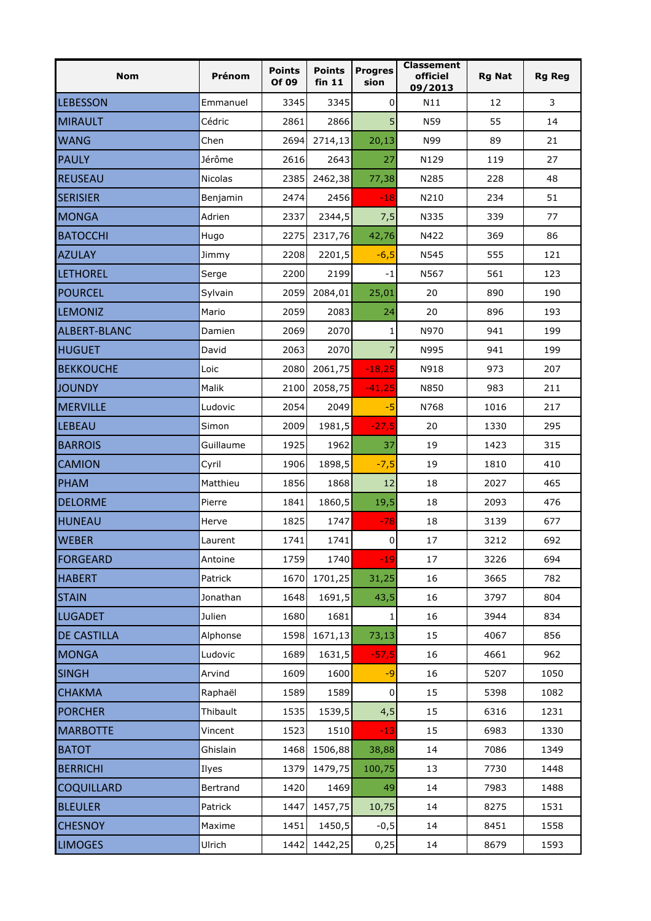| Nom | Prénom | Points Of 09 | Points fin 11 | Progres sion | Classement officiel 09/2013 | Rg Nat | Rg Reg |
|---|---|---|---|---|---|---|---|
| LEBESSON | Emmanuel | 3345 | 3345 | 0 | N11 | 12 | 3 |
| MIRAULT | Cédric | 2861 | 2866 | 5 | N59 | 55 | 14 |
| WANG | Chen | 2694 | 2714,13 | 20,13 | N99 | 89 | 21 |
| PAULY | Jérôme | 2616 | 2643 | 27 | N129 | 119 | 27 |
| REUSEAU | Nicolas | 2385 | 2462,38 | 77,38 | N285 | 228 | 48 |
| SERISIER | Benjamin | 2474 | 2456 | -18 | N210 | 234 | 51 |
| MONGA | Adrien | 2337 | 2344,5 | 7,5 | N335 | 339 | 77 |
| BATOCCHI | Hugo | 2275 | 2317,76 | 42,76 | N422 | 369 | 86 |
| AZULAY | Jimmy | 2208 | 2201,5 | -6,5 | N545 | 555 | 121 |
| LETHOREL | Serge | 2200 | 2199 | -1 | N567 | 561 | 123 |
| POURCEL | Sylvain | 2059 | 2084,01 | 25,01 | 20 | 890 | 190 |
| LEMONIZ | Mario | 2059 | 2083 | 24 | 20 | 896 | 193 |
| ALBERT-BLANC | Damien | 2069 | 2070 | 1 | N970 | 941 | 199 |
| HUGUET | David | 2063 | 2070 | 7 | N995 | 941 | 199 |
| BEKKOUCHE | Loic | 2080 | 2061,75 | -18,25 | N918 | 973 | 207 |
| JOUNDY | Malik | 2100 | 2058,75 | -41,25 | N850 | 983 | 211 |
| MERVILLE | Ludovic | 2054 | 2049 | -5 | N768 | 1016 | 217 |
| LEBEAU | Simon | 2009 | 1981,5 | -27,5 | 20 | 1330 | 295 |
| BARROIS | Guillaume | 1925 | 1962 | 37 | 19 | 1423 | 315 |
| CAMION | Cyril | 1906 | 1898,5 | -7,5 | 19 | 1810 | 410 |
| PHAM | Matthieu | 1856 | 1868 | 12 | 18 | 2027 | 465 |
| DELORME | Pierre | 1841 | 1860,5 | 19,5 | 18 | 2093 | 476 |
| HUNEAU | Herve | 1825 | 1747 | -78 | 18 | 3139 | 677 |
| WEBER | Laurent | 1741 | 1741 | 0 | 17 | 3212 | 692 |
| FORGEARD | Antoine | 1759 | 1740 | -19 | 17 | 3226 | 694 |
| HABERT | Patrick | 1670 | 1701,25 | 31,25 | 16 | 3665 | 782 |
| STAIN | Jonathan | 1648 | 1691,5 | 43,5 | 16 | 3797 | 804 |
| LUGADET | Julien | 1680 | 1681 | 1 | 16 | 3944 | 834 |
| DE CASTILLA | Alphonse | 1598 | 1671,13 | 73,13 | 15 | 4067 | 856 |
| MONGA | Ludovic | 1689 | 1631,5 | -57,5 | 16 | 4661 | 962 |
| SINGH | Arvind | 1609 | 1600 | -9 | 16 | 5207 | 1050 |
| CHAKMA | Raphaël | 1589 | 1589 | 0 | 15 | 5398 | 1082 |
| PORCHER | Thibault | 1535 | 1539,5 | 4,5 | 15 | 6316 | 1231 |
| MARBOTTE | Vincent | 1523 | 1510 | -13 | 15 | 6983 | 1330 |
| BATOT | Ghislain | 1468 | 1506,88 | 38,88 | 14 | 7086 | 1349 |
| BERRICHI | Ilyes | 1379 | 1479,75 | 100,75 | 13 | 7730 | 1448 |
| COQUILLARD | Bertrand | 1420 | 1469 | 49 | 14 | 7983 | 1488 |
| BLEULER | Patrick | 1447 | 1457,75 | 10,75 | 14 | 8275 | 1531 |
| CHESNOY | Maxime | 1451 | 1450,5 | -0,5 | 14 | 8451 | 1558 |
| LIMOGES | Ulrich | 1442 | 1442,25 | 0,25 | 14 | 8679 | 1593 |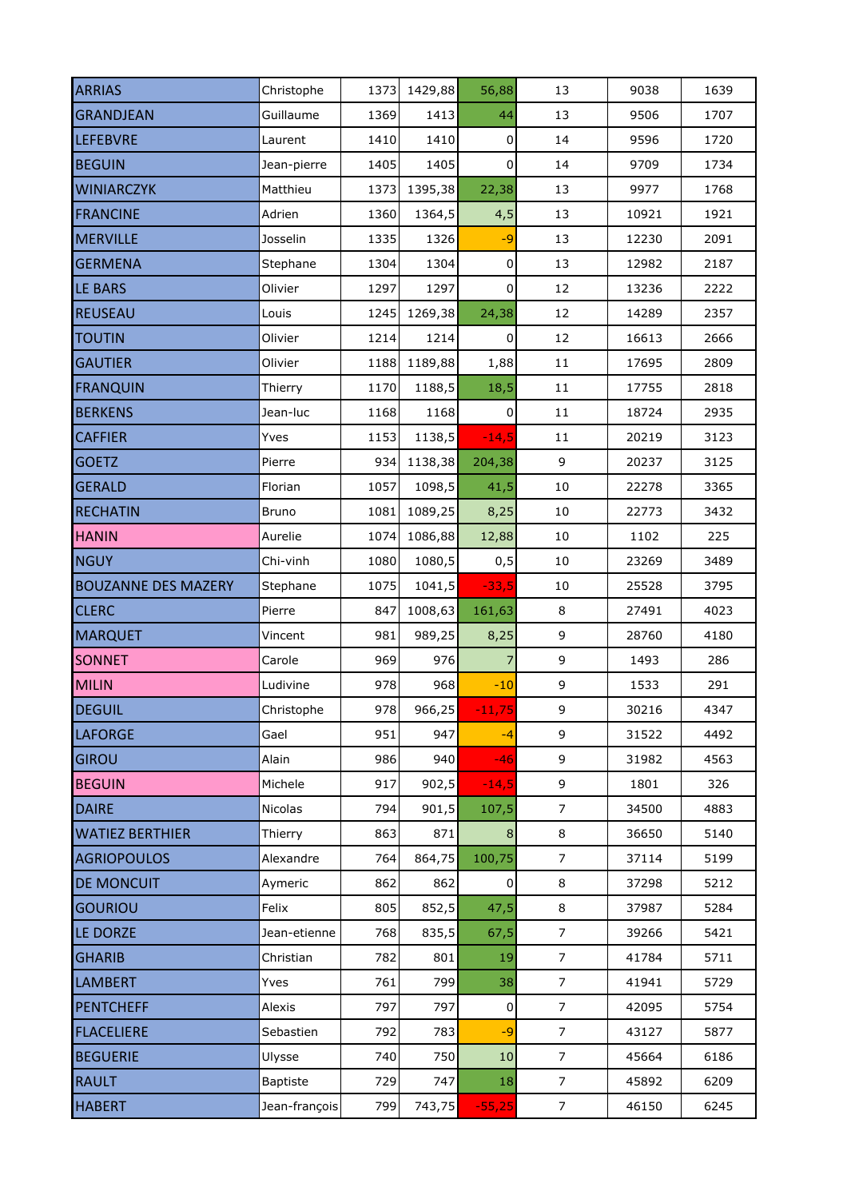| | | | | | | | |
|---|---|---|---|---|---|---|---|
| ARRIAS | Christophe | 1373 | 1429,88 | 56,88 | 13 | 9038 | 1639 |
| GRANDJEAN | Guillaume | 1369 | 1413 | 44 | 13 | 9506 | 1707 |
| LEFEBVRE | Laurent | 1410 | 1410 | 0 | 14 | 9596 | 1720 |
| BEGUIN | Jean-pierre | 1405 | 1405 | 0 | 14 | 9709 | 1734 |
| WINIARCZYK | Matthieu | 1373 | 1395,38 | 22,38 | 13 | 9977 | 1768 |
| FRANCINE | Adrien | 1360 | 1364,5 | 4,5 | 13 | 10921 | 1921 |
| MERVILLE | Josselin | 1335 | 1326 | -9 | 13 | 12230 | 2091 |
| GERMENA | Stephane | 1304 | 1304 | 0 | 13 | 12982 | 2187 |
| LE BARS | Olivier | 1297 | 1297 | 0 | 12 | 13236 | 2222 |
| REUSEAU | Louis | 1245 | 1269,38 | 24,38 | 12 | 14289 | 2357 |
| TOUTIN | Olivier | 1214 | 1214 | 0 | 12 | 16613 | 2666 |
| GAUTIER | Olivier | 1188 | 1189,88 | 1,88 | 11 | 17695 | 2809 |
| FRANQUIN | Thierry | 1170 | 1188,5 | 18,5 | 11 | 17755 | 2818 |
| BERKENS | Jean-luc | 1168 | 1168 | 0 | 11 | 18724 | 2935 |
| CAFFIER | Yves | 1153 | 1138,5 | -14,5 | 11 | 20219 | 3123 |
| GOETZ | Pierre | 934 | 1138,38 | 204,38 | 9 | 20237 | 3125 |
| GERALD | Florian | 1057 | 1098,5 | 41,5 | 10 | 22278 | 3365 |
| RECHATIN | Bruno | 1081 | 1089,25 | 8,25 | 10 | 22773 | 3432 |
| HANIN | Aurelie | 1074 | 1086,88 | 12,88 | 10 | 1102 | 225 |
| NGUY | Chi-vinh | 1080 | 1080,5 | 0,5 | 10 | 23269 | 3489 |
| BOUZANNE DES MAZERY | Stephane | 1075 | 1041,5 | -33,5 | 10 | 25528 | 3795 |
| CLERC | Pierre | 847 | 1008,63 | 161,63 | 8 | 27491 | 4023 |
| MARQUET | Vincent | 981 | 989,25 | 8,25 | 9 | 28760 | 4180 |
| SONNET | Carole | 969 | 976 | 7 | 9 | 1493 | 286 |
| MILIN | Ludivine | 978 | 968 | -10 | 9 | 1533 | 291 |
| DEGUIL | Christophe | 978 | 966,25 | -11,75 | 9 | 30216 | 4347 |
| LAFORGE | Gael | 951 | 947 | -4 | 9 | 31522 | 4492 |
| GIROU | Alain | 986 | 940 | -46 | 9 | 31982 | 4563 |
| BEGUIN | Michele | 917 | 902,5 | -14,5 | 9 | 1801 | 326 |
| DAIRE | Nicolas | 794 | 901,5 | 107,5 | 7 | 34500 | 4883 |
| WATIEZ BERTHIER | Thierry | 863 | 871 | 8 | 8 | 36650 | 5140 |
| AGRIOPOULOS | Alexandre | 764 | 864,75 | 100,75 | 7 | 37114 | 5199 |
| DE MONCUIT | Aymeric | 862 | 862 | 0 | 8 | 37298 | 5212 |
| GOURIOU | Felix | 805 | 852,5 | 47,5 | 8 | 37987 | 5284 |
| LE DORZE | Jean-etienne | 768 | 835,5 | 67,5 | 7 | 39266 | 5421 |
| GHARIB | Christian | 782 | 801 | 19 | 7 | 41784 | 5711 |
| LAMBERT | Yves | 761 | 799 | 38 | 7 | 41941 | 5729 |
| PENTCHEFF | Alexis | 797 | 797 | 0 | 7 | 42095 | 5754 |
| FLACELIERE | Sebastien | 792 | 783 | -9 | 7 | 43127 | 5877 |
| BEGUERIE | Ulysse | 740 | 750 | 10 | 7 | 45664 | 6186 |
| RAULT | Baptiste | 729 | 747 | 18 | 7 | 45892 | 6209 |
| HABERT | Jean-françois | 799 | 743,75 | -55,25 | 7 | 46150 | 6245 |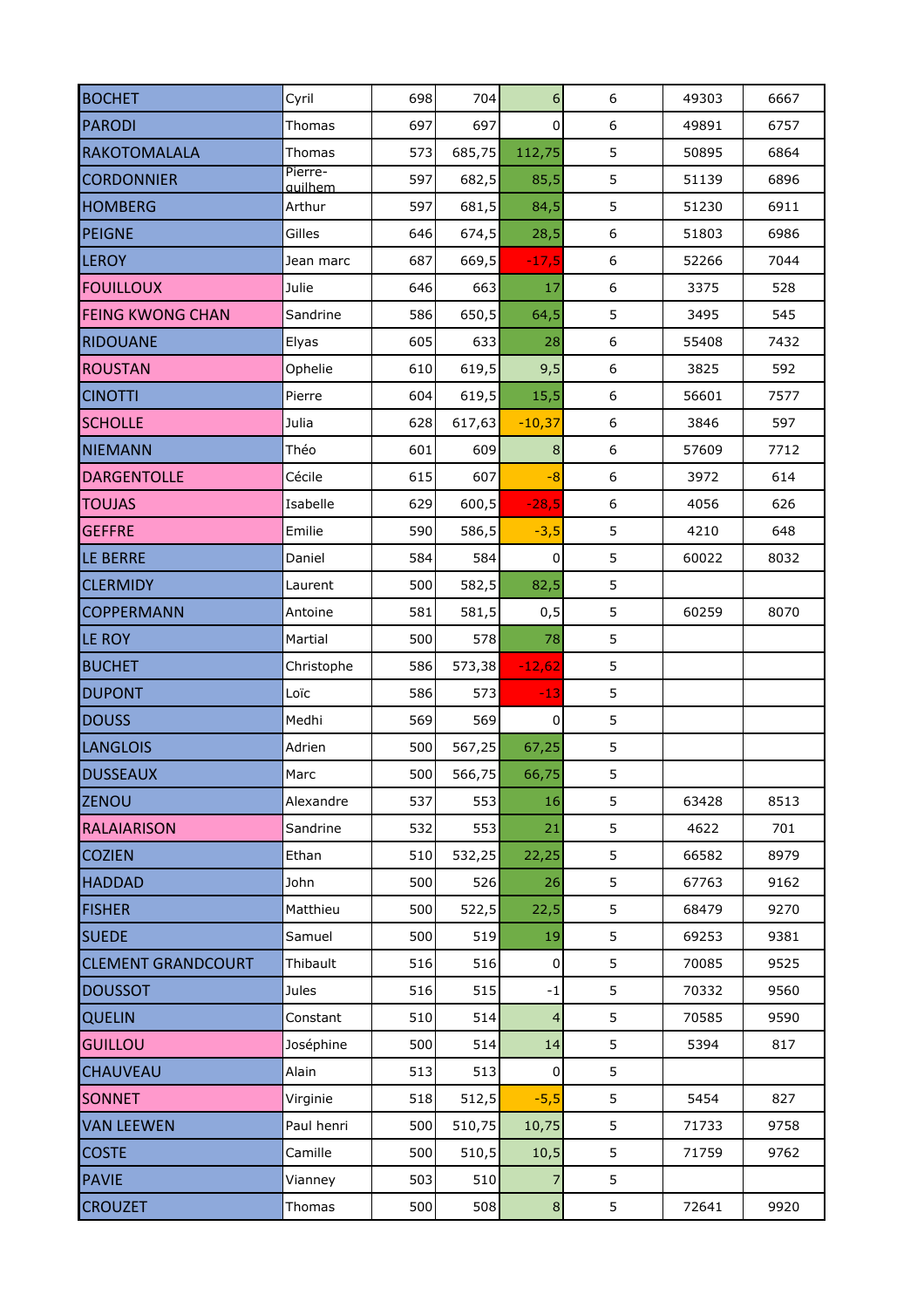| | | | | | | | |
|---|---|---|---|---|---|---|---|
| BOCHET | Cyril | 698 | 704 | 6 | 6 | 49303 | 6667 |
| PARODI | Thomas | 697 | 697 | 0 | 6 | 49891 | 6757 |
| RAKOTOMALALA | Thomas | 573 | 685,75 | 112,75 | 5 | 50895 | 6864 |
| CORDONNIER | Pierre-guilhem | 597 | 682,5 | 85,5 | 5 | 51139 | 6896 |
| HOMBERG | Arthur | 597 | 681,5 | 84,5 | 5 | 51230 | 6911 |
| PEIGNE | Gilles | 646 | 674,5 | 28,5 | 6 | 51803 | 6986 |
| LEROY | Jean marc | 687 | 669,5 | -17,5 | 6 | 52266 | 7044 |
| FOUILLOUX | Julie | 646 | 663 | 17 | 6 | 3375 | 528 |
| FEING KWONG CHAN | Sandrine | 586 | 650,5 | 64,5 | 5 | 3495 | 545 |
| RIDOUANE | Elyas | 605 | 633 | 28 | 6 | 55408 | 7432 |
| ROUSTAN | Ophelie | 610 | 619,5 | 9,5 | 6 | 3825 | 592 |
| CINOTTI | Pierre | 604 | 619,5 | 15,5 | 6 | 56601 | 7577 |
| SCHOLLE | Julia | 628 | 617,63 | -10,37 | 6 | 3846 | 597 |
| NIEMANN | Théo | 601 | 609 | 8 | 6 | 57609 | 7712 |
| DARGENTOLLE | Cécile | 615 | 607 | -8 | 6 | 3972 | 614 |
| TOUJAS | Isabelle | 629 | 600,5 | -28,5 | 6 | 4056 | 626 |
| GEFFRE | Emilie | 590 | 586,5 | -3,5 | 5 | 4210 | 648 |
| LE BERRE | Daniel | 584 | 584 | 0 | 5 | 60022 | 8032 |
| CLERMIDY | Laurent | 500 | 582,5 | 82,5 | 5 | | |
| COPPERMANN | Antoine | 581 | 581,5 | 0,5 | 5 | 60259 | 8070 |
| LE ROY | Martial | 500 | 578 | 78 | 5 | | |
| BUCHET | Christophe | 586 | 573,38 | -12,62 | 5 | | |
| DUPONT | Loïc | 586 | 573 | -13 | 5 | | |
| DOUSS | Medhi | 569 | 569 | 0 | 5 | | |
| LANGLOIS | Adrien | 500 | 567,25 | 67,25 | 5 | | |
| DUSSEAUX | Marc | 500 | 566,75 | 66,75 | 5 | | |
| ZENOU | Alexandre | 537 | 553 | 16 | 5 | 63428 | 8513 |
| RALAIARISON | Sandrine | 532 | 553 | 21 | 5 | 4622 | 701 |
| COZIEN | Ethan | 510 | 532,25 | 22,25 | 5 | 66582 | 8979 |
| HADDAD | John | 500 | 526 | 26 | 5 | 67763 | 9162 |
| FISHER | Matthieu | 500 | 522,5 | 22,5 | 5 | 68479 | 9270 |
| SUEDE | Samuel | 500 | 519 | 19 | 5 | 69253 | 9381 |
| CLEMENT GRANDCOURT | Thibault | 516 | 516 | 0 | 5 | 70085 | 9525 |
| DOUSSOT | Jules | 516 | 515 | -1 | 5 | 70332 | 9560 |
| QUELIN | Constant | 510 | 514 | 4 | 5 | 70585 | 9590 |
| GUILLOU | Joséphine | 500 | 514 | 14 | 5 | 5394 | 817 |
| CHAUVEAU | Alain | 513 | 513 | 0 | 5 | | |
| SONNET | Virginie | 518 | 512,5 | -5,5 | 5 | 5454 | 827 |
| VAN LEEWEN | Paul henri | 500 | 510,75 | 10,75 | 5 | 71733 | 9758 |
| COSTE | Camille | 500 | 510,5 | 10,5 | 5 | 71759 | 9762 |
| PAVIE | Vianney | 503 | 510 | 7 | 5 | | |
| CROUZET | Thomas | 500 | 508 | 8 | 5 | 72641 | 9920 |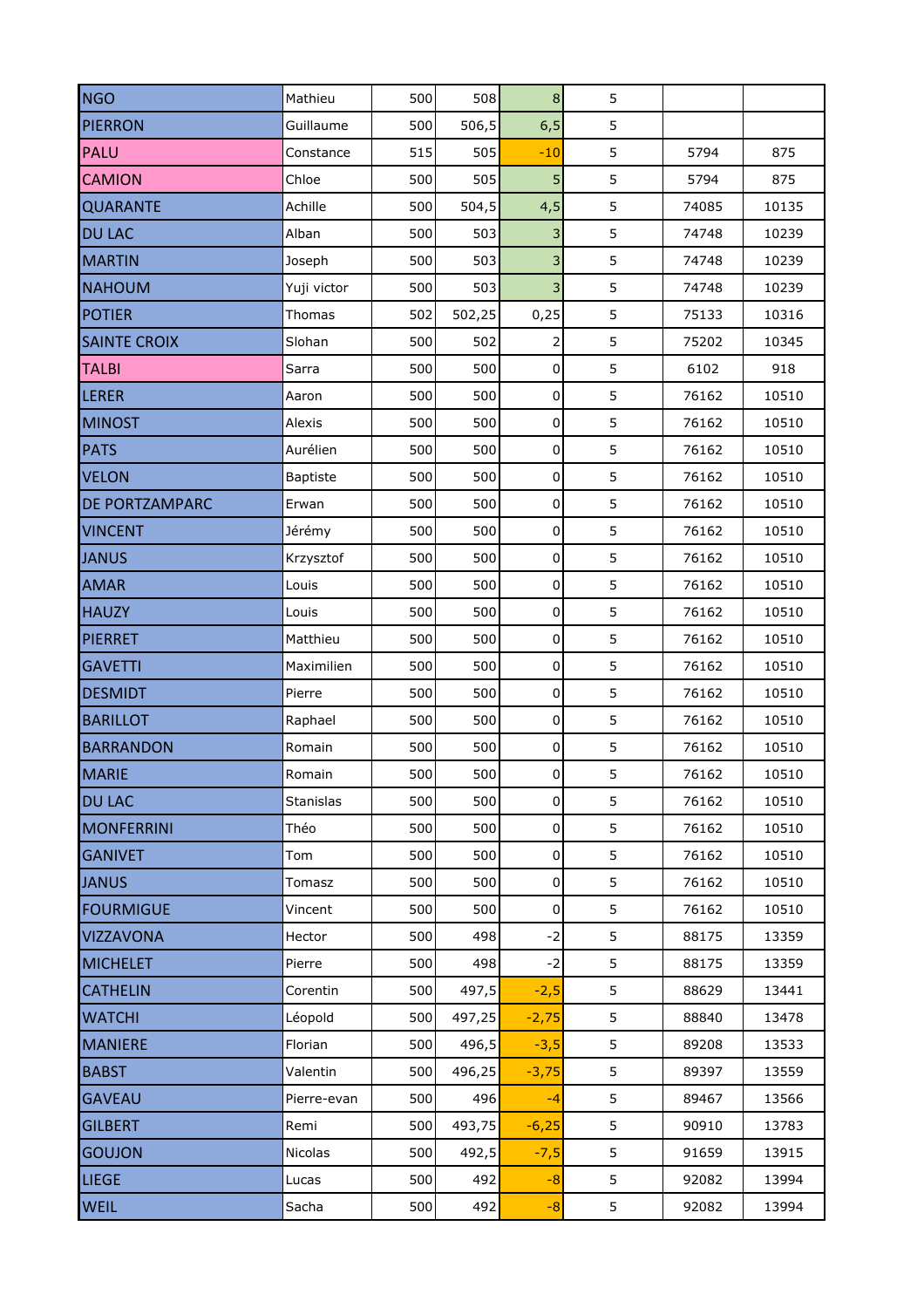| | | | | | | | |
|---|---|---|---|---|---|---|---|
| NGO | Mathieu | 500 | 508 | 8 | 5 | | |
| PIERRON | Guillaume | 500 | 506,5 | 6,5 | 5 | | |
| PALU | Constance | 515 | 505 | -10 | 5 | 5794 | 875 |
| CAMION | Chloe | 500 | 505 | 5 | 5 | 5794 | 875 |
| QUARANTE | Achille | 500 | 504,5 | 4,5 | 5 | 74085 | 10135 |
| DU LAC | Alban | 500 | 503 | 3 | 5 | 74748 | 10239 |
| MARTIN | Joseph | 500 | 503 | 3 | 5 | 74748 | 10239 |
| NAHOUM | Yuji victor | 500 | 503 | 3 | 5 | 74748 | 10239 |
| POTIER | Thomas | 502 | 502,25 | 0,25 | 5 | 75133 | 10316 |
| SAINTE CROIX | Slohan | 500 | 502 | 2 | 5 | 75202 | 10345 |
| TALBI | Sarra | 500 | 500 | 0 | 5 | 6102 | 918 |
| LERER | Aaron | 500 | 500 | 0 | 5 | 76162 | 10510 |
| MINOST | Alexis | 500 | 500 | 0 | 5 | 76162 | 10510 |
| PATS | Aurélien | 500 | 500 | 0 | 5 | 76162 | 10510 |
| VELON | Baptiste | 500 | 500 | 0 | 5 | 76162 | 10510 |
| DE PORTZAMPARC | Erwan | 500 | 500 | 0 | 5 | 76162 | 10510 |
| VINCENT | Jérémy | 500 | 500 | 0 | 5 | 76162 | 10510 |
| JANUS | Krzysztof | 500 | 500 | 0 | 5 | 76162 | 10510 |
| AMAR | Louis | 500 | 500 | 0 | 5 | 76162 | 10510 |
| HAUZY | Louis | 500 | 500 | 0 | 5 | 76162 | 10510 |
| PIERRET | Matthieu | 500 | 500 | 0 | 5 | 76162 | 10510 |
| GAVETTI | Maximilien | 500 | 500 | 0 | 5 | 76162 | 10510 |
| DESMIDT | Pierre | 500 | 500 | 0 | 5 | 76162 | 10510 |
| BARILLOT | Raphael | 500 | 500 | 0 | 5 | 76162 | 10510 |
| BARRANDON | Romain | 500 | 500 | 0 | 5 | 76162 | 10510 |
| MARIE | Romain | 500 | 500 | 0 | 5 | 76162 | 10510 |
| DU LAC | Stanislas | 500 | 500 | 0 | 5 | 76162 | 10510 |
| MONFERRINI | Théo | 500 | 500 | 0 | 5 | 76162 | 10510 |
| GANIVET | Tom | 500 | 500 | 0 | 5 | 76162 | 10510 |
| JANUS | Tomasz | 500 | 500 | 0 | 5 | 76162 | 10510 |
| FOURMIGUE | Vincent | 500 | 500 | 0 | 5 | 76162 | 10510 |
| VIZZAVONA | Hector | 500 | 498 | -2 | 5 | 88175 | 13359 |
| MICHELET | Pierre | 500 | 498 | -2 | 5 | 88175 | 13359 |
| CATHELIN | Corentin | 500 | 497,5 | -2,5 | 5 | 88629 | 13441 |
| WATCHI | Léopold | 500 | 497,25 | -2,75 | 5 | 88840 | 13478 |
| MANIERE | Florian | 500 | 496,5 | -3,5 | 5 | 89208 | 13533 |
| BABST | Valentin | 500 | 496,25 | -3,75 | 5 | 89397 | 13559 |
| GAVEAU | Pierre-evan | 500 | 496 | -4 | 5 | 89467 | 13566 |
| GILBERT | Remi | 500 | 493,75 | -6,25 | 5 | 90910 | 13783 |
| GOUJON | Nicolas | 500 | 492,5 | -7,5 | 5 | 91659 | 13915 |
| LIEGE | Lucas | 500 | 492 | -8 | 5 | 92082 | 13994 |
| WEIL | Sacha | 500 | 492 | -8 | 5 | 92082 | 13994 |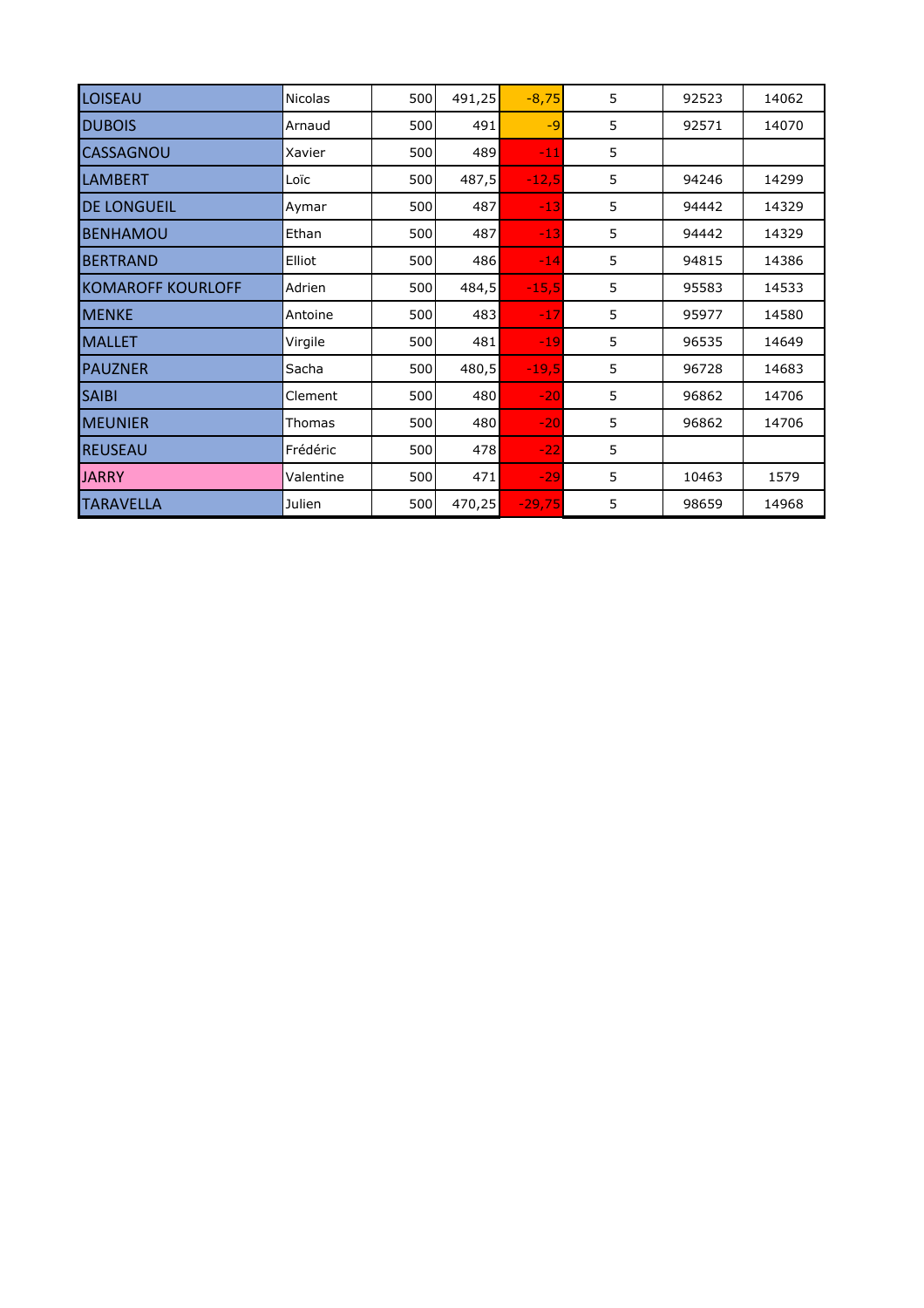| | | | | | | | |
|---|---|---|---|---|---|---|---|
| LOISEAU | Nicolas | 500 | 491,25 | -8,75 | 5 | 92523 | 14062 |
| DUBOIS | Arnaud | 500 | 491 | -9 | 5 | 92571 | 14070 |
| CASSAGNOU | Xavier | 500 | 489 | -11 | 5 | | |
| LAMBERT | Loïc | 500 | 487,5 | -12,5 | 5 | 94246 | 14299 |
| DE LONGUEIL | Aymar | 500 | 487 | -13 | 5 | 94442 | 14329 |
| BENHAMOU | Ethan | 500 | 487 | -13 | 5 | 94442 | 14329 |
| BERTRAND | Elliot | 500 | 486 | -14 | 5 | 94815 | 14386 |
| KOMAROFF KOURLOFF | Adrien | 500 | 484,5 | -15,5 | 5 | 95583 | 14533 |
| MENKE | Antoine | 500 | 483 | -17 | 5 | 95977 | 14580 |
| MALLET | Virgile | 500 | 481 | -19 | 5 | 96535 | 14649 |
| PAUZNER | Sacha | 500 | 480,5 | -19,5 | 5 | 96728 | 14683 |
| SAIBI | Clement | 500 | 480 | -20 | 5 | 96862 | 14706 |
| MEUNIER | Thomas | 500 | 480 | -20 | 5 | 96862 | 14706 |
| REUSEAU | Frédéric | 500 | 478 | -22 | 5 | | |
| JARRY | Valentine | 500 | 471 | -29 | 5 | 10463 | 1579 |
| TARAVELLA | Julien | 500 | 470,25 | -29,75 | 5 | 98659 | 14968 |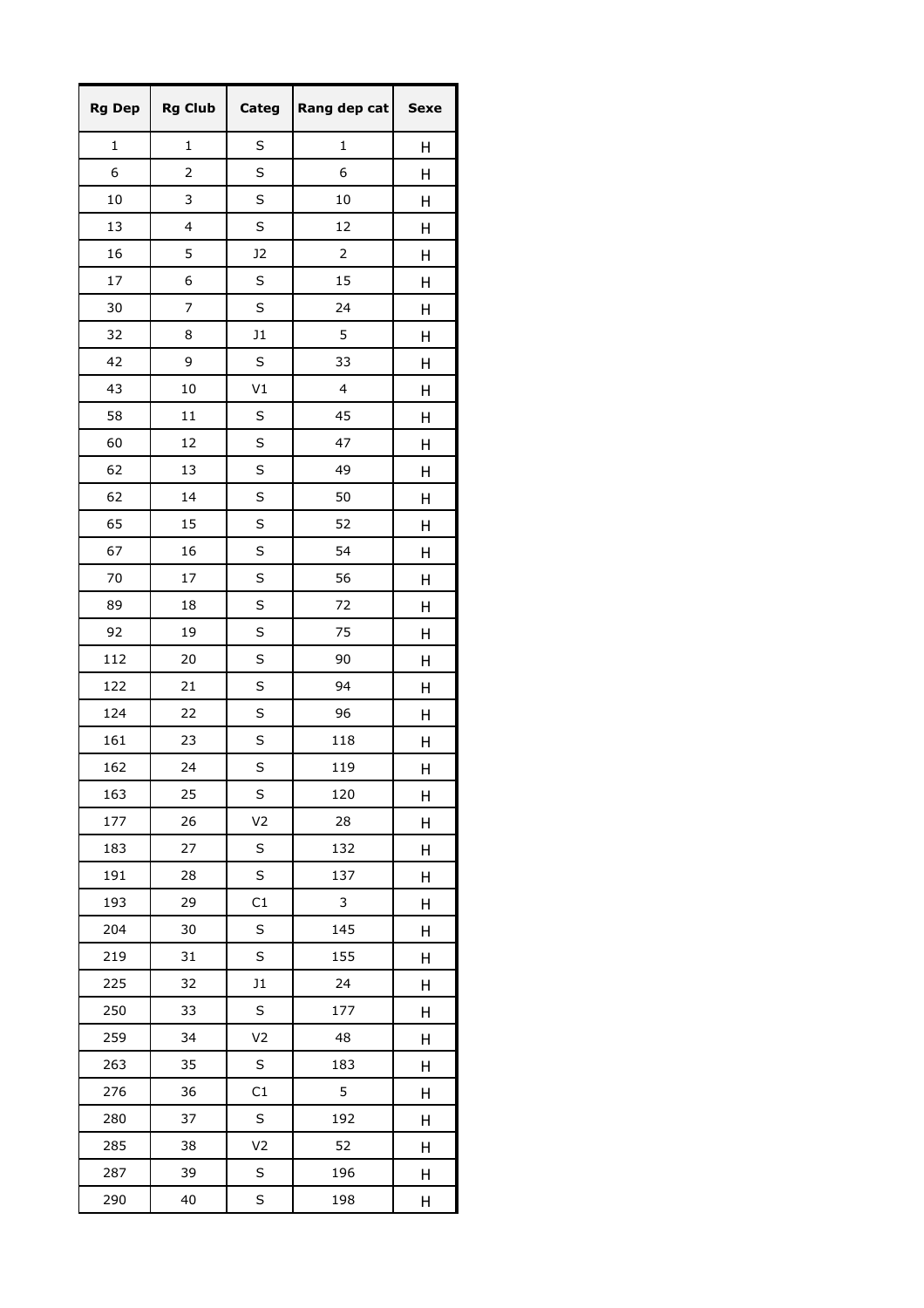| Rg Dep | Rg Club | Categ | Rang dep cat | Sexe |
|---|---|---|---|---|
| 1 | 1 | S | 1 | H |
| 6 | 2 | S | 6 | H |
| 10 | 3 | S | 10 | H |
| 13 | 4 | S | 12 | H |
| 16 | 5 | J2 | 2 | H |
| 17 | 6 | S | 15 | H |
| 30 | 7 | S | 24 | H |
| 32 | 8 | J1 | 5 | H |
| 42 | 9 | S | 33 | H |
| 43 | 10 | V1 | 4 | H |
| 58 | 11 | S | 45 | H |
| 60 | 12 | S | 47 | H |
| 62 | 13 | S | 49 | H |
| 62 | 14 | S | 50 | H |
| 65 | 15 | S | 52 | H |
| 67 | 16 | S | 54 | H |
| 70 | 17 | S | 56 | H |
| 89 | 18 | S | 72 | H |
| 92 | 19 | S | 75 | H |
| 112 | 20 | S | 90 | H |
| 122 | 21 | S | 94 | H |
| 124 | 22 | S | 96 | H |
| 161 | 23 | S | 118 | H |
| 162 | 24 | S | 119 | H |
| 163 | 25 | S | 120 | H |
| 177 | 26 | V2 | 28 | H |
| 183 | 27 | S | 132 | H |
| 191 | 28 | S | 137 | H |
| 193 | 29 | C1 | 3 | H |
| 204 | 30 | S | 145 | H |
| 219 | 31 | S | 155 | H |
| 225 | 32 | J1 | 24 | H |
| 250 | 33 | S | 177 | H |
| 259 | 34 | V2 | 48 | H |
| 263 | 35 | S | 183 | H |
| 276 | 36 | C1 | 5 | H |
| 280 | 37 | S | 192 | H |
| 285 | 38 | V2 | 52 | H |
| 287 | 39 | S | 196 | H |
| 290 | 40 | S | 198 | H |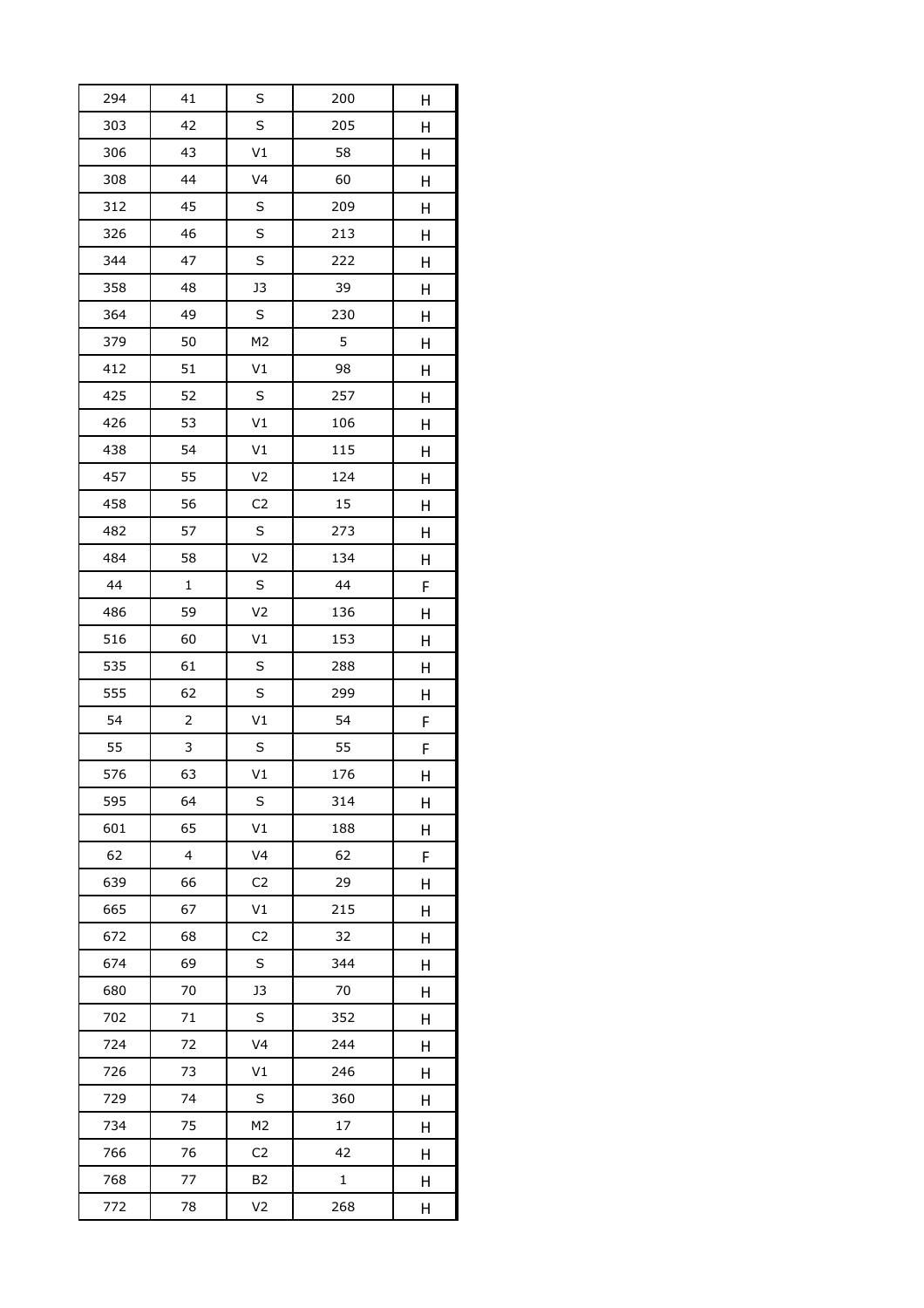| 294 | 41 | S | 200 | H |
|---|---|---|---|---|
| 303 | 42 | S | 205 | H |
| 306 | 43 | V1 | 58 | H |
| 308 | 44 | V4 | 60 | H |
| 312 | 45 | S | 209 | H |
| 326 | 46 | S | 213 | H |
| 344 | 47 | S | 222 | H |
| 358 | 48 | J3 | 39 | H |
| 364 | 49 | S | 230 | H |
| 379 | 50 | M2 | 5 | H |
| 412 | 51 | V1 | 98 | H |
| 425 | 52 | S | 257 | H |
| 426 | 53 | V1 | 106 | H |
| 438 | 54 | V1 | 115 | H |
| 457 | 55 | V2 | 124 | H |
| 458 | 56 | C2 | 15 | H |
| 482 | 57 | S | 273 | H |
| 484 | 58 | V2 | 134 | H |
| 44 | 1 | S | 44 | F |
| 486 | 59 | V2 | 136 | H |
| 516 | 60 | V1 | 153 | H |
| 535 | 61 | S | 288 | H |
| 555 | 62 | S | 299 | H |
| 54 | 2 | V1 | 54 | F |
| 55 | 3 | S | 55 | F |
| 576 | 63 | V1 | 176 | H |
| 595 | 64 | S | 314 | H |
| 601 | 65 | V1 | 188 | H |
| 62 | 4 | V4 | 62 | F |
| 639 | 66 | C2 | 29 | H |
| 665 | 67 | V1 | 215 | H |
| 672 | 68 | C2 | 32 | H |
| 674 | 69 | S | 344 | H |
| 680 | 70 | J3 | 70 | H |
| 702 | 71 | S | 352 | H |
| 724 | 72 | V4 | 244 | H |
| 726 | 73 | V1 | 246 | H |
| 729 | 74 | S | 360 | H |
| 734 | 75 | M2 | 17 | H |
| 766 | 76 | C2 | 42 | H |
| 768 | 77 | B2 | 1 | H |
| 772 | 78 | V2 | 268 | H |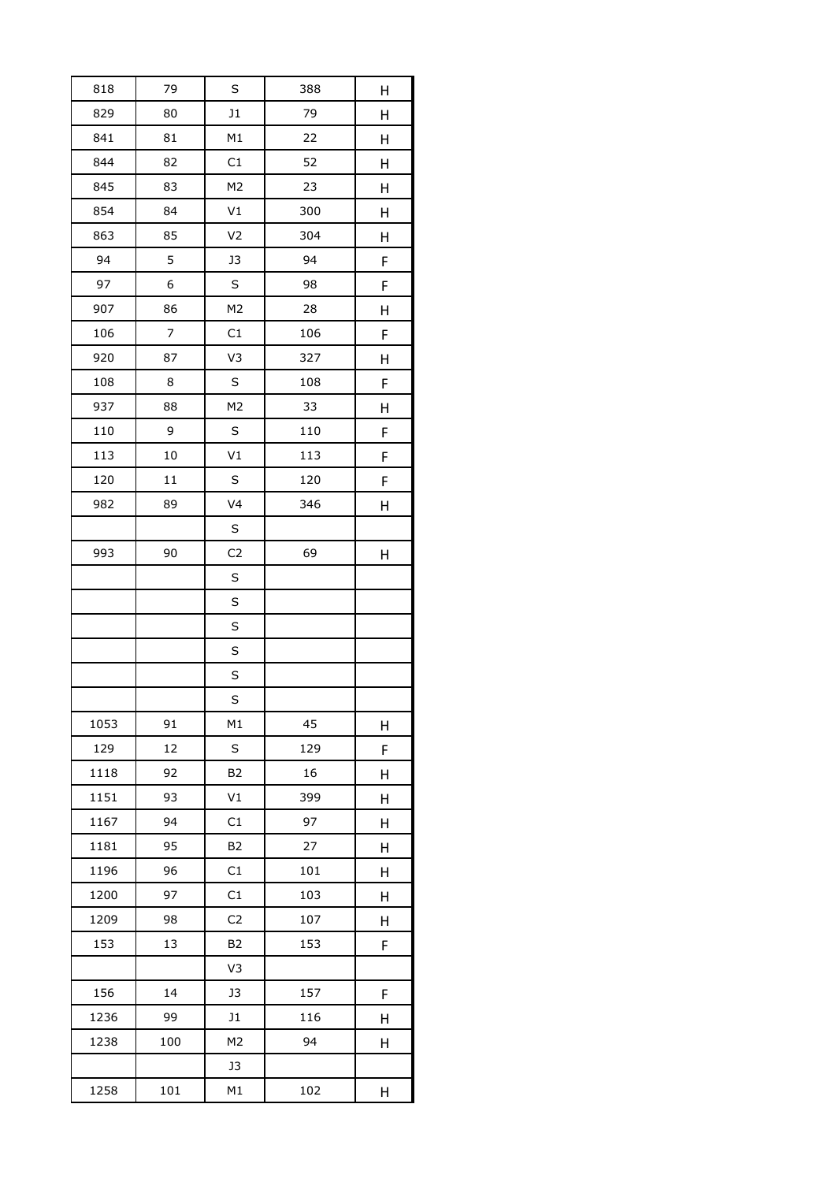|  |  |  |  |  |
|---|---|---|---|---|
| 818 | 79 | S | 388 | H |
| 829 | 80 | J1 | 79 | H |
| 841 | 81 | M1 | 22 | H |
| 844 | 82 | C1 | 52 | H |
| 845 | 83 | M2 | 23 | H |
| 854 | 84 | V1 | 300 | H |
| 863 | 85 | V2 | 304 | H |
| 94 | 5 | J3 | 94 | F |
| 97 | 6 | S | 98 | F |
| 907 | 86 | M2 | 28 | H |
| 106 | 7 | C1 | 106 | F |
| 920 | 87 | V3 | 327 | H |
| 108 | 8 | S | 108 | F |
| 937 | 88 | M2 | 33 | H |
| 110 | 9 | S | 110 | F |
| 113 | 10 | V1 | 113 | F |
| 120 | 11 | S | 120 | F |
| 982 | 89 | V4 | 346 | H |
|  |  | S |  |  |
| 993 | 90 | C2 | 69 | H |
|  |  | S |  |  |
|  |  | S |  |  |
|  |  | S |  |  |
|  |  | S |  |  |
|  |  | S |  |  |
|  |  | S |  |  |
| 1053 | 91 | M1 | 45 | H |
| 129 | 12 | S | 129 | F |
| 1118 | 92 | B2 | 16 | H |
| 1151 | 93 | V1 | 399 | H |
| 1167 | 94 | C1 | 97 | H |
| 1181 | 95 | B2 | 27 | H |
| 1196 | 96 | C1 | 101 | H |
| 1200 | 97 | C1 | 103 | H |
| 1209 | 98 | C2 | 107 | H |
| 153 | 13 | B2 | 153 | F |
|  |  | V3 |  |  |
| 156 | 14 | J3 | 157 | F |
| 1236 | 99 | J1 | 116 | H |
| 1238 | 100 | M2 | 94 | H |
|  |  | J3 |  |  |
| 1258 | 101 | M1 | 102 | H |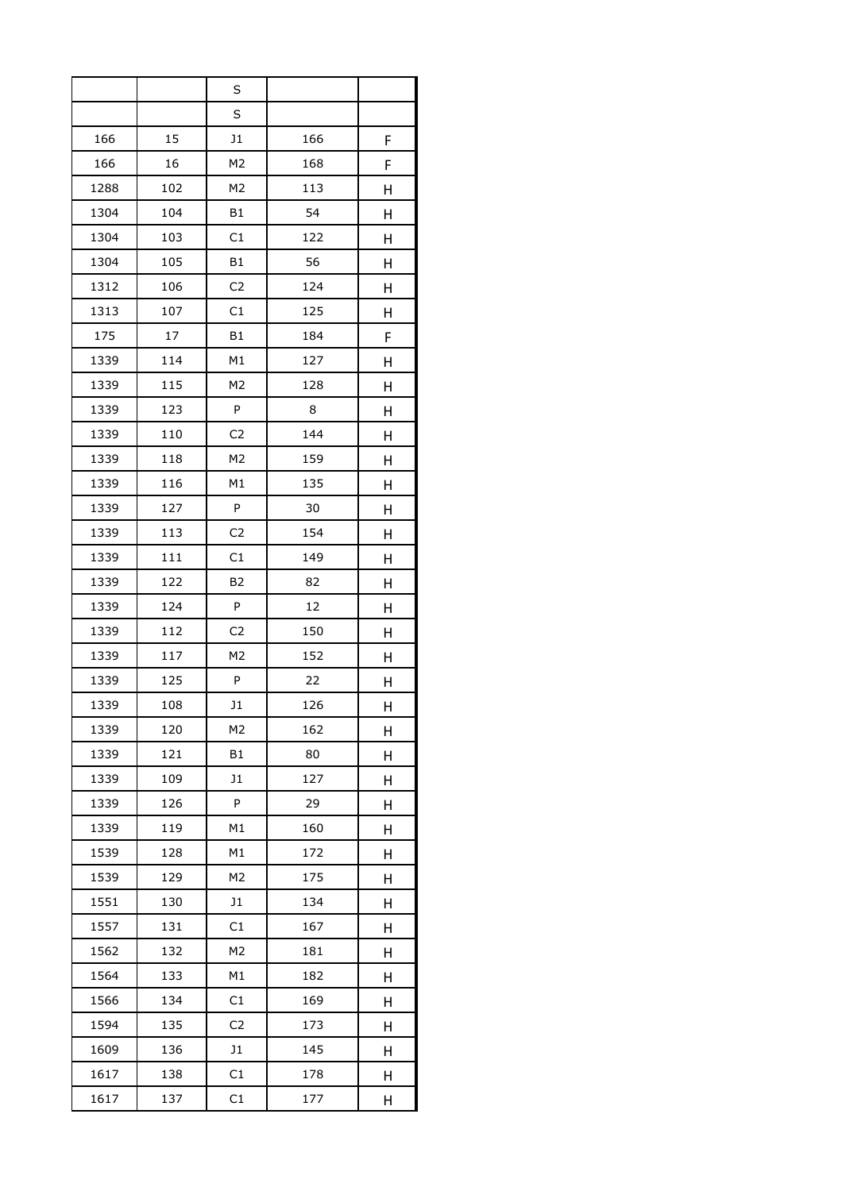|  |  | S |  |  |
|---|---|---|---|---|
|  |  | S |  |  |
| 166 | 15 | J1 | 166 | F |
| 166 | 16 | M2 | 168 | F |
| 1288 | 102 | M2 | 113 | H |
| 1304 | 104 | B1 | 54 | H |
| 1304 | 103 | C1 | 122 | H |
| 1304 | 105 | B1 | 56 | H |
| 1312 | 106 | C2 | 124 | H |
| 1313 | 107 | C1 | 125 | H |
| 175 | 17 | B1 | 184 | F |
| 1339 | 114 | M1 | 127 | H |
| 1339 | 115 | M2 | 128 | H |
| 1339 | 123 | P | 8 | H |
| 1339 | 110 | C2 | 144 | H |
| 1339 | 118 | M2 | 159 | H |
| 1339 | 116 | M1 | 135 | H |
| 1339 | 127 | P | 30 | H |
| 1339 | 113 | C2 | 154 | H |
| 1339 | 111 | C1 | 149 | H |
| 1339 | 122 | B2 | 82 | H |
| 1339 | 124 | P | 12 | H |
| 1339 | 112 | C2 | 150 | H |
| 1339 | 117 | M2 | 152 | H |
| 1339 | 125 | P | 22 | H |
| 1339 | 108 | J1 | 126 | H |
| 1339 | 120 | M2 | 162 | H |
| 1339 | 121 | B1 | 80 | H |
| 1339 | 109 | J1 | 127 | H |
| 1339 | 126 | P | 29 | H |
| 1339 | 119 | M1 | 160 | H |
| 1539 | 128 | M1 | 172 | H |
| 1539 | 129 | M2 | 175 | H |
| 1551 | 130 | J1 | 134 | H |
| 1557 | 131 | C1 | 167 | H |
| 1562 | 132 | M2 | 181 | H |
| 1564 | 133 | M1 | 182 | H |
| 1566 | 134 | C1 | 169 | H |
| 1594 | 135 | C2 | 173 | H |
| 1609 | 136 | J1 | 145 | H |
| 1617 | 138 | C1 | 178 | H |
| 1617 | 137 | C1 | 177 | H |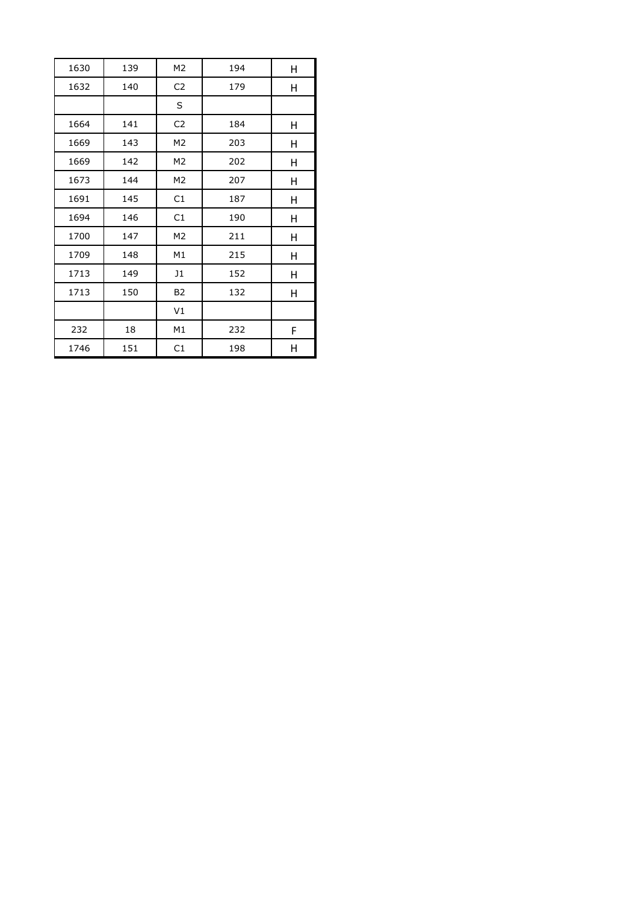| | | | | |
|---|---|---|---|---|
| 1630 | 139 | M2 | 194 | H |
| 1632 | 140 | C2 | 179 | H |
| | | S | | |
| 1664 | 141 | C2 | 184 | H |
| 1669 | 143 | M2 | 203 | H |
| 1669 | 142 | M2 | 202 | H |
| 1673 | 144 | M2 | 207 | H |
| 1691 | 145 | C1 | 187 | H |
| 1694 | 146 | C1 | 190 | H |
| 1700 | 147 | M2 | 211 | H |
| 1709 | 148 | M1 | 215 | H |
| 1713 | 149 | J1 | 152 | H |
| 1713 | 150 | B2 | 132 | H |
| | | V1 | | |
| 232 | 18 | M1 | 232 | F |
| 1746 | 151 | C1 | 198 | H |